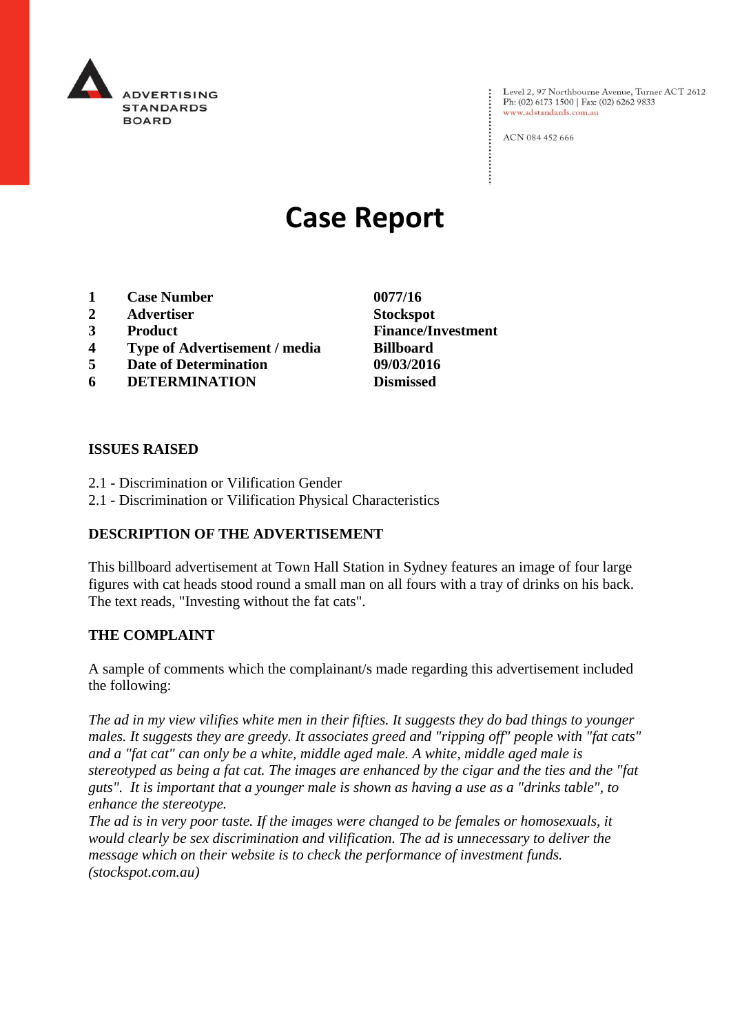ADVERTISING STANDARDS BOARD

Level 2, 97 Northbourne Avenue, Turner ACT 2612
Ph: (02) 6173 1500 | Fax: (02) 6262 9833
www.adstandards.com.au

ACN 084 452 666

# Case Report

| | | |
|---|---|---|
| **1** | **Case Number** | **0077/16** |
| **2** | **Advertiser** | **Stockspot** |
| **3** | **Product** | **Finance/Investment** |
| **4** | **Type of Advertisement / media** | **Billboard** |
| **5** | **Date of Determination** | **09/03/2016** |
| **6** | **DETERMINATION** | **Dismissed** |

**ISSUES RAISED**

2.1 - Discrimination or Vilification Gender
2.1 - Discrimination or Vilification Physical Characteristics

**DESCRIPTION OF THE ADVERTISEMENT**

This billboard advertisement at Town Hall Station in Sydney features an image of four large figures with cat heads stood round a small man on all fours with a tray of drinks on his back. The text reads, "Investing without the fat cats".

**THE COMPLAINT**

A sample of comments which the complainant/s made regarding this advertisement included the following:

*The ad in my view vilifies white men in their fifties. It suggests they do bad things to younger males. It suggests they are greedy. It associates greed and "ripping off" people with "fat cats" and a "fat cat" can only be a white, middle aged male. A white, middle aged male is stereotyped as being a fat cat. The images are enhanced by the cigar and the ties and the "fat guts". It is important that a younger male is shown as having a use as a "drinks table", to enhance the stereotype.*
*The ad is in very poor taste. If the images were changed to be females or homosexuals, it would clearly be sex discrimination and vilification. The ad is unnecessary to deliver the message which on their website is to check the performance of investment funds. (stockspot.com.au)*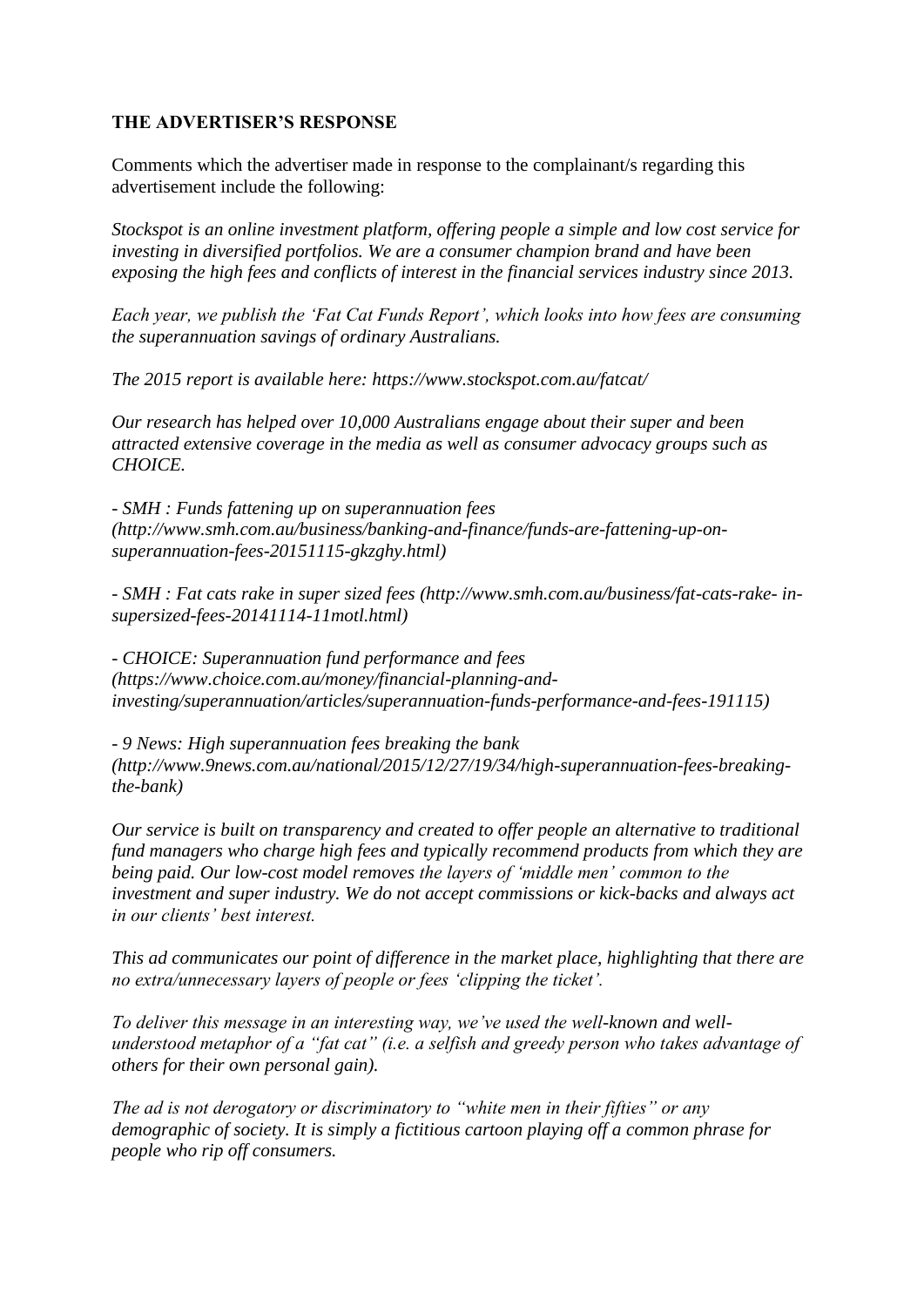**THE ADVERTISER'S RESPONSE**

Comments which the advertiser made in response to the complainant/s regarding this advertisement include the following:

*Stockspot is an online investment platform, offering people a simple and low cost service for investing in diversified portfolios. We are a consumer champion brand and have been exposing the high fees and conflicts of interest in the financial services industry since 2013.*

*Each year, we publish the 'Fat Cat Funds Report', which looks into how fees are consuming the superannuation savings of ordinary Australians.*

*The 2015 report is available here: https://www.stockspot.com.au/fatcat/*

*Our research has helped over 10,000 Australians engage about their super and been attracted extensive coverage in the media as well as consumer advocacy groups such as CHOICE.*

*- SMH : Funds fattening up on superannuation fees (http://www.smh.com.au/business/banking-and-finance/funds-are-fattening-up-on-superannuation-fees-20151115-gkzghy.html)*

*- SMH : Fat cats rake in super sized fees (http://www.smh.com.au/business/fat-cats-rake- in-supersized-fees-20141114-11motl.html)*

*- CHOICE: Superannuation fund performance and fees (https://www.choice.com.au/money/financial-planning-and-investing/superannuation/articles/superannuation-funds-performance-and-fees-191115)*

*- 9 News: High superannuation fees breaking the bank (http://www.9news.com.au/national/2015/12/27/19/34/high-superannuation-fees-breaking-the-bank)*

*Our service is built on transparency and created to offer people an alternative to traditional fund managers who charge high fees and typically recommend products from which they are being paid. Our low-cost model removes the layers of 'middle men' common to the investment and super industry. We do not accept commissions or kick-backs and always act in our clients' best interest.*

*This ad communicates our point of difference in the market place, highlighting that there are no extra/unnecessary layers of people or fees 'clipping the ticket'.*

*To deliver this message in an interesting way, we've used the well-known and well-understood metaphor of a "fat cat" (i.e. a selfish and greedy person who takes advantage of others for their own personal gain).*

*The ad is not derogatory or discriminatory to "white men in their fifties" or any demographic of society. It is simply a fictitious cartoon playing off a common phrase for people who rip off consumers.*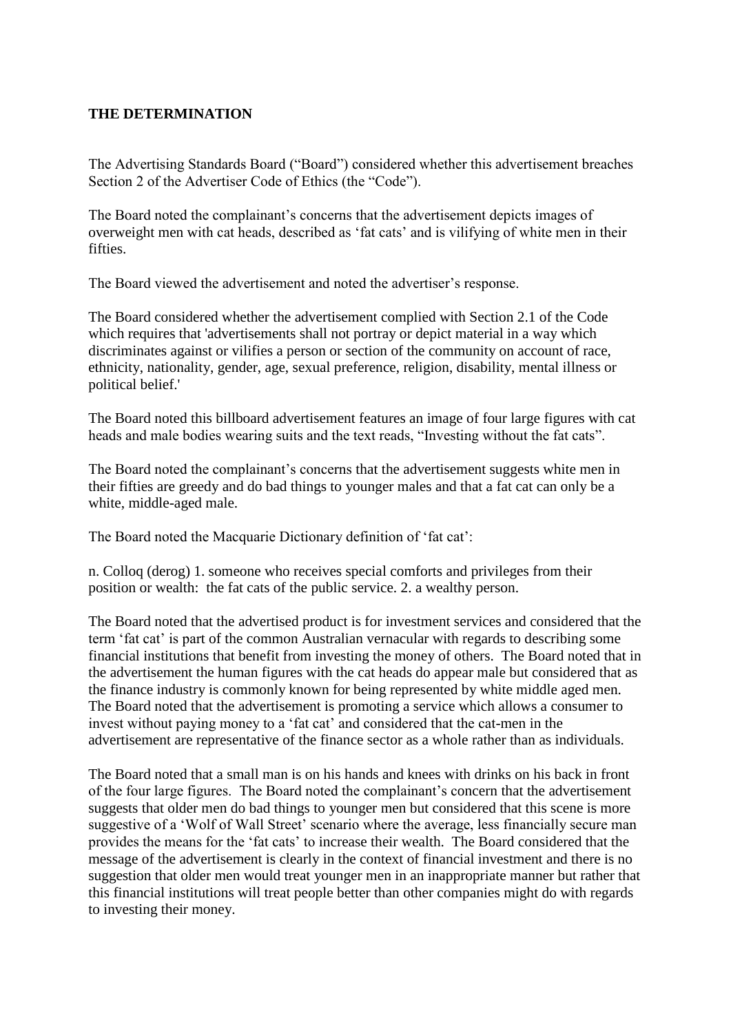**THE DETERMINATION**

The Advertising Standards Board ("Board") considered whether this advertisement breaches Section 2 of the Advertiser Code of Ethics (the "Code").

The Board noted the complainant's concerns that the advertisement depicts images of overweight men with cat heads, described as 'fat cats' and is vilifying of white men in their fifties.

The Board viewed the advertisement and noted the advertiser's response.

The Board considered whether the advertisement complied with Section 2.1 of the Code which requires that 'advertisements shall not portray or depict material in a way which discriminates against or vilifies a person or section of the community on account of race, ethnicity, nationality, gender, age, sexual preference, religion, disability, mental illness or political belief.'

The Board noted this billboard advertisement features an image of four large figures with cat heads and male bodies wearing suits and the text reads, "Investing without the fat cats".

The Board noted the complainant's concerns that the advertisement suggests white men in their fifties are greedy and do bad things to younger males and that a fat cat can only be a white, middle-aged male.

The Board noted the Macquarie Dictionary definition of 'fat cat':

n. Colloq (derog) 1. someone who receives special comforts and privileges from their position or wealth: the fat cats of the public service. 2. a wealthy person.

The Board noted that the advertised product is for investment services and considered that the term 'fat cat' is part of the common Australian vernacular with regards to describing some financial institutions that benefit from investing the money of others. The Board noted that in the advertisement the human figures with the cat heads do appear male but considered that as the finance industry is commonly known for being represented by white middle aged men. The Board noted that the advertisement is promoting a service which allows a consumer to invest without paying money to a 'fat cat' and considered that the cat-men in the advertisement are representative of the finance sector as a whole rather than as individuals.

The Board noted that a small man is on his hands and knees with drinks on his back in front of the four large figures. The Board noted the complainant's concern that the advertisement suggests that older men do bad things to younger men but considered that this scene is more suggestive of a 'Wolf of Wall Street' scenario where the average, less financially secure man provides the means for the 'fat cats' to increase their wealth. The Board considered that the message of the advertisement is clearly in the context of financial investment and there is no suggestion that older men would treat younger men in an inappropriate manner but rather that this financial institutions will treat people better than other companies might do with regards to investing their money.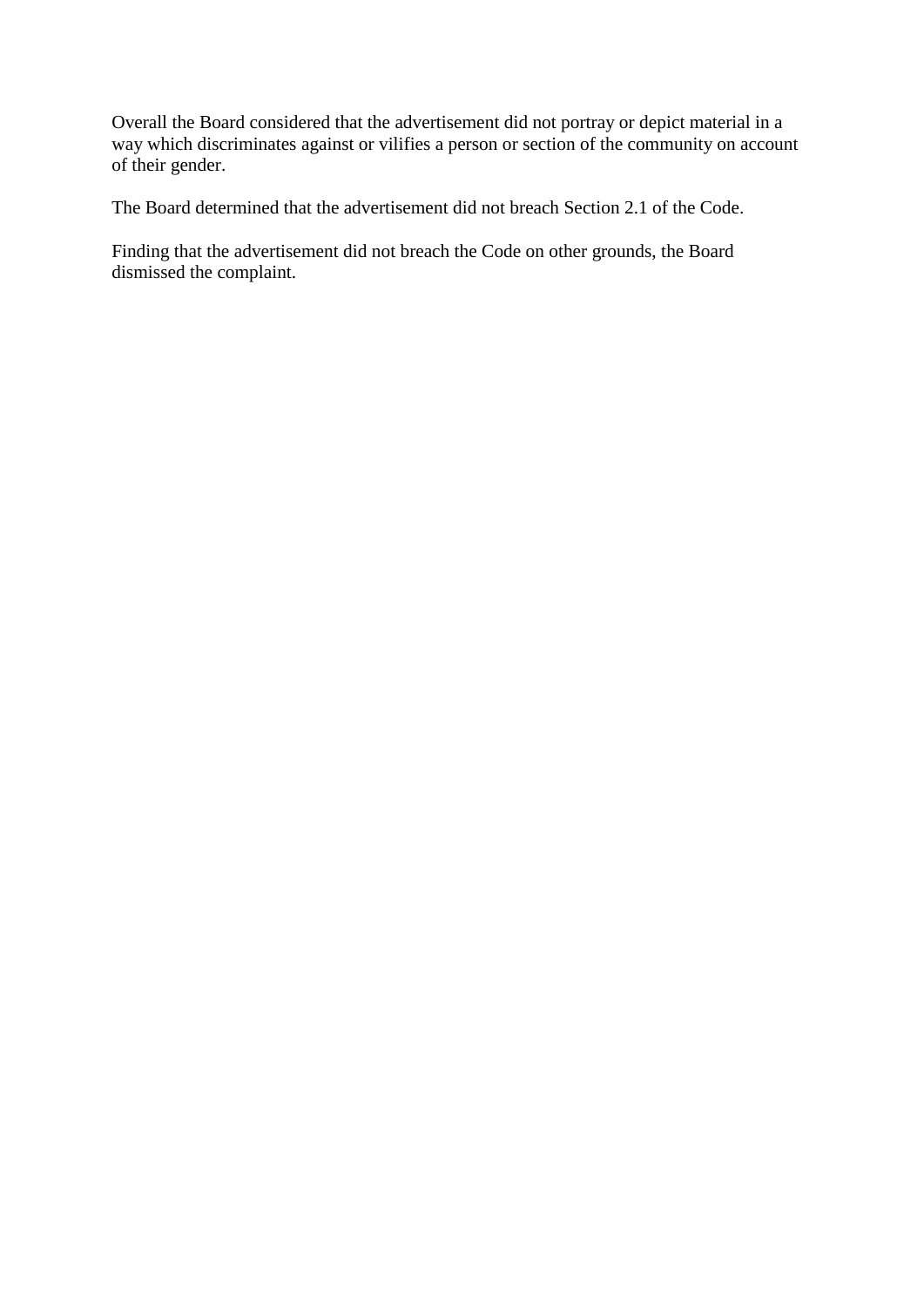Overall the Board considered that the advertisement did not portray or depict material in a way which discriminates against or vilifies a person or section of the community on account of their gender.

The Board determined that the advertisement did not breach Section 2.1 of the Code.

Finding that the advertisement did not breach the Code on other grounds, the Board dismissed the complaint.